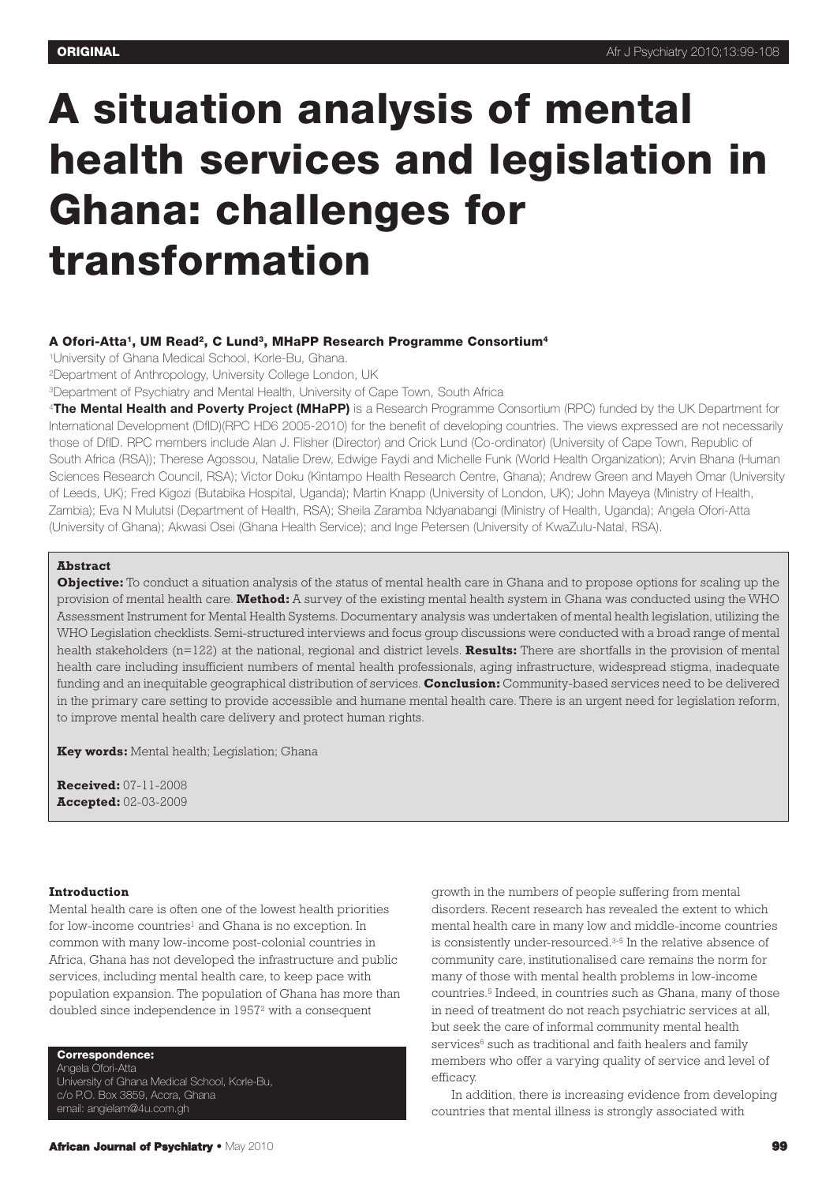ORIGINAL

# A situation analysis of mental health services and legislation in Ghana: challenges for transformation

**A Ofori-Atta[1], UM Read[2], C Lund[3], MHaPP Research Programme Consortium[4]**

[1]University of Ghana Medical School, Korle-Bu, Ghana.
[2]Department of Anthropology, University College London, UK
[3]Department of Psychiatry and Mental Health, University of Cape Town, South Africa
[4]**The Mental Health and Poverty Project (MHaPP)** is a Research Programme Consortium (RPC) funded by the UK Department for International Development (DfID)(RPC HD6 2005-2010) for the benefit of developing countries. The views expressed are not necessarily those of DfID. RPC members include Alan J. Flisher (Director) and Crick Lund (Co-ordinator) (University of Cape Town, Republic of South Africa (RSA)); Therese Agossou, Natalie Drew, Edwige Faydi and Michelle Funk (World Health Organization); Arvin Bhana (Human Sciences Research Council, RSA); Victor Doku (Kintampo Health Research Centre, Ghana); Andrew Green and Mayeh Omar (University of Leeds, UK); Fred Kigozi (Butabika Hospital, Uganda); Martin Knapp (University of London, UK); John Mayeya (Ministry of Health, Zambia); Eva N Mulutsi (Department of Health, RSA); Sheila Zaramba Ndyanabangi (Ministry of Health, Uganda); Angela Ofori-Atta (University of Ghana); Akwasi Osei (Ghana Health Service); and Inge Petersen (University of KwaZulu-Natal, RSA).

**Abstract**

**Objective:** To conduct a situation analysis of the status of mental health care in Ghana and to propose options for scaling up the provision of mental health care. **Method:** A survey of the existing mental health system in Ghana was conducted using the WHO Assessment Instrument for Mental Health Systems. Documentary analysis was undertaken of mental health legislation, utilizing the WHO Legislation checklists. Semi-structured interviews and focus group discussions were conducted with a broad range of mental health stakeholders (n=122) at the national, regional and district levels. **Results:** There are shortfalls in the provision of mental health care including insufficient numbers of mental health professionals, aging infrastructure, widespread stigma, inadequate funding and an inequitable geographical distribution of services. **Conclusion:** Community-based services need to be delivered in the primary care setting to provide accessible and humane mental health care. There is an urgent need for legislation reform, to improve mental health care delivery and protect human rights.

**Key words:** Mental health; Legislation; Ghana

**Received:** 07-11-2008
**Accepted:** 02-03-2009

**Correspondence:**
Angela Ofori-Atta
University of Ghana Medical School, Korle-Bu,
c/o P.O. Box 3859, Accra, Ghana
email: angielam@4u.com.gh

### Introduction

Mental health care is often one of the lowest health priorities for low-income countries[1] and Ghana is no exception. In common with many low-income post-colonial countries in Africa, Ghana has not developed the infrastructure and public services, including mental health care, to keep pace with population expansion. The population of Ghana has more than doubled since independence in 1957[2] with a consequent growth in the numbers of people suffering from mental disorders. Recent research has revealed the extent to which mental health care in many low and middle-income countries is consistently under-resourced.[3-5] In the relative absence of community care, institutionalised care remains the norm for many of those with mental health problems in low-income countries.[5] Indeed, in countries such as Ghana, many of those in need of treatment do not reach psychiatric services at all, but seek the care of informal community mental health services[6] such as traditional and faith healers and family members who offer a varying quality of service and level of efficacy.

In addition, there is increasing evidence from developing countries that mental illness is strongly associated with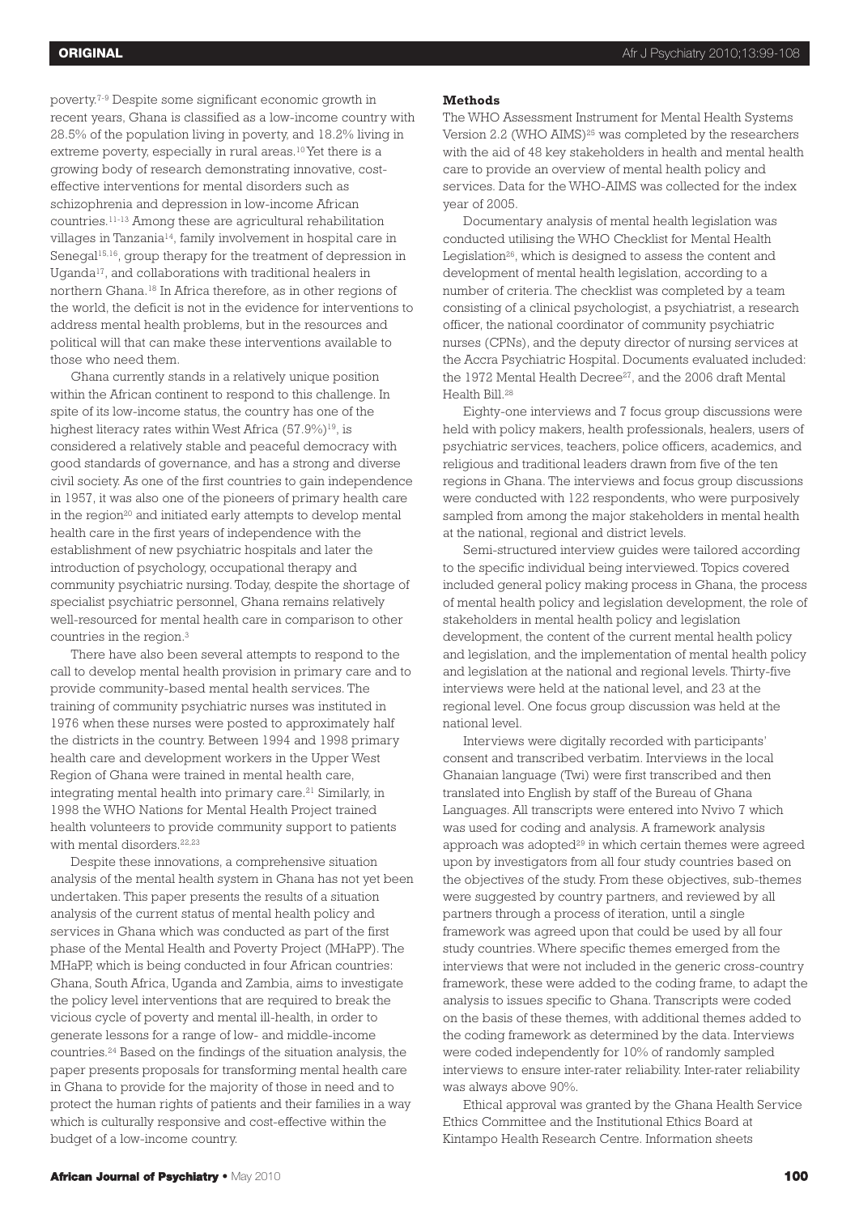poverty.[7-9] Despite some significant economic growth in recent years, Ghana is classified as a low-income country with 28.5% of the population living in poverty, and 18.2% living in extreme poverty, especially in rural areas.[10] Yet there is a growing body of research demonstrating innovative, cost-effective interventions for mental disorders such as schizophrenia and depression in low-income African countries.[11-13] Among these are agricultural rehabilitation villages in Tanzania[14], family involvement in hospital care in Senegal[15,16], group therapy for the treatment of depression in Uganda[17], and collaborations with traditional healers in northern Ghana.[18] In Africa therefore, as in other regions of the world, the deficit is not in the evidence for interventions to address mental health problems, but in the resources and political will that can make these interventions available to those who need them.

Ghana currently stands in a relatively unique position within the African continent to respond to this challenge. In spite of its low-income status, the country has one of the highest literacy rates within West Africa (57.9%)[19], is considered a relatively stable and peaceful democracy with good standards of governance, and has a strong and diverse civil society. As one of the first countries to gain independence in 1957, it was also one of the pioneers of primary health care in the region[20] and initiated early attempts to develop mental health care in the first years of independence with the establishment of new psychiatric hospitals and later the introduction of psychology, occupational therapy and community psychiatric nursing. Today, despite the shortage of specialist psychiatric personnel, Ghana remains relatively well-resourced for mental health care in comparison to other countries in the region.[3]

There have also been several attempts to respond to the call to develop mental health provision in primary care and to provide community-based mental health services. The training of community psychiatric nurses was instituted in 1976 when these nurses were posted to approximately half the districts in the country. Between 1994 and 1998 primary health care and development workers in the Upper West Region of Ghana were trained in mental health care, integrating mental health into primary care.[21] Similarly, in 1998 the WHO Nations for Mental Health Project trained health volunteers to provide community support to patients with mental disorders.[22,23]

Despite these innovations, a comprehensive situation analysis of the mental health system in Ghana has not yet been undertaken. This paper presents the results of a situation analysis of the current status of mental health policy and services in Ghana which was conducted as part of the first phase of the Mental Health and Poverty Project (MHaPP). The MHaPP, which is being conducted in four African countries: Ghana, South Africa, Uganda and Zambia, aims to investigate the policy level interventions that are required to break the vicious cycle of poverty and mental ill-health, in order to generate lessons for a range of low- and middle-income countries.[24] Based on the findings of the situation analysis, the paper presents proposals for transforming mental health care in Ghana to provide for the majority of those in need and to protect the human rights of patients and their families in a way which is culturally responsive and cost-effective within the budget of a low-income country.

**Methods**

The WHO Assessment Instrument for Mental Health Systems Version 2.2 (WHO AIMS)[25] was completed by the researchers with the aid of 48 key stakeholders in health and mental health care to provide an overview of mental health policy and services. Data for the WHO-AIMS was collected for the index year of 2005.

Documentary analysis of mental health legislation was conducted utilising the WHO Checklist for Mental Health Legislation[26], which is designed to assess the content and development of mental health legislation, according to a number of criteria. The checklist was completed by a team consisting of a clinical psychologist, a psychiatrist, a research officer, the national coordinator of community psychiatric nurses (CPNs), and the deputy director of nursing services at the Accra Psychiatric Hospital. Documents evaluated included: the 1972 Mental Health Decree[27], and the 2006 draft Mental Health Bill.[28]

Eighty-one interviews and 7 focus group discussions were held with policy makers, health professionals, healers, users of psychiatric services, teachers, police officers, academics, and religious and traditional leaders drawn from five of the ten regions in Ghana. The interviews and focus group discussions were conducted with 122 respondents, who were purposively sampled from among the major stakeholders in mental health at the national, regional and district levels.

Semi-structured interview guides were tailored according to the specific individual being interviewed. Topics covered included general policy making process in Ghana, the process of mental health policy and legislation development, the role of stakeholders in mental health policy and legislation development, the content of the current mental health policy and legislation, and the implementation of mental health policy and legislation at the national and regional levels. Thirty-five interviews were held at the national level, and 23 at the regional level. One focus group discussion was held at the national level.

Interviews were digitally recorded with participants' consent and transcribed verbatim. Interviews in the local Ghanaian language (Twi) were first transcribed and then translated into English by staff of the Bureau of Ghana Languages. All transcripts were entered into Nvivo 7 which was used for coding and analysis. A framework analysis approach was adopted[29] in which certain themes were agreed upon by investigators from all four study countries based on the objectives of the study. From these objectives, sub-themes were suggested by country partners, and reviewed by all partners through a process of iteration, until a single framework was agreed upon that could be used by all four study countries. Where specific themes emerged from the interviews that were not included in the generic cross-country framework, these were added to the coding frame, to adapt the analysis to issues specific to Ghana. Transcripts were coded on the basis of these themes, with additional themes added to the coding framework as determined by the data. Interviews were coded independently for 10% of randomly sampled interviews to ensure inter-rater reliability. Inter-rater reliability was always above 90%.

Ethical approval was granted by the Ghana Health Service Ethics Committee and the Institutional Ethics Board at Kintampo Health Research Centre. Information sheets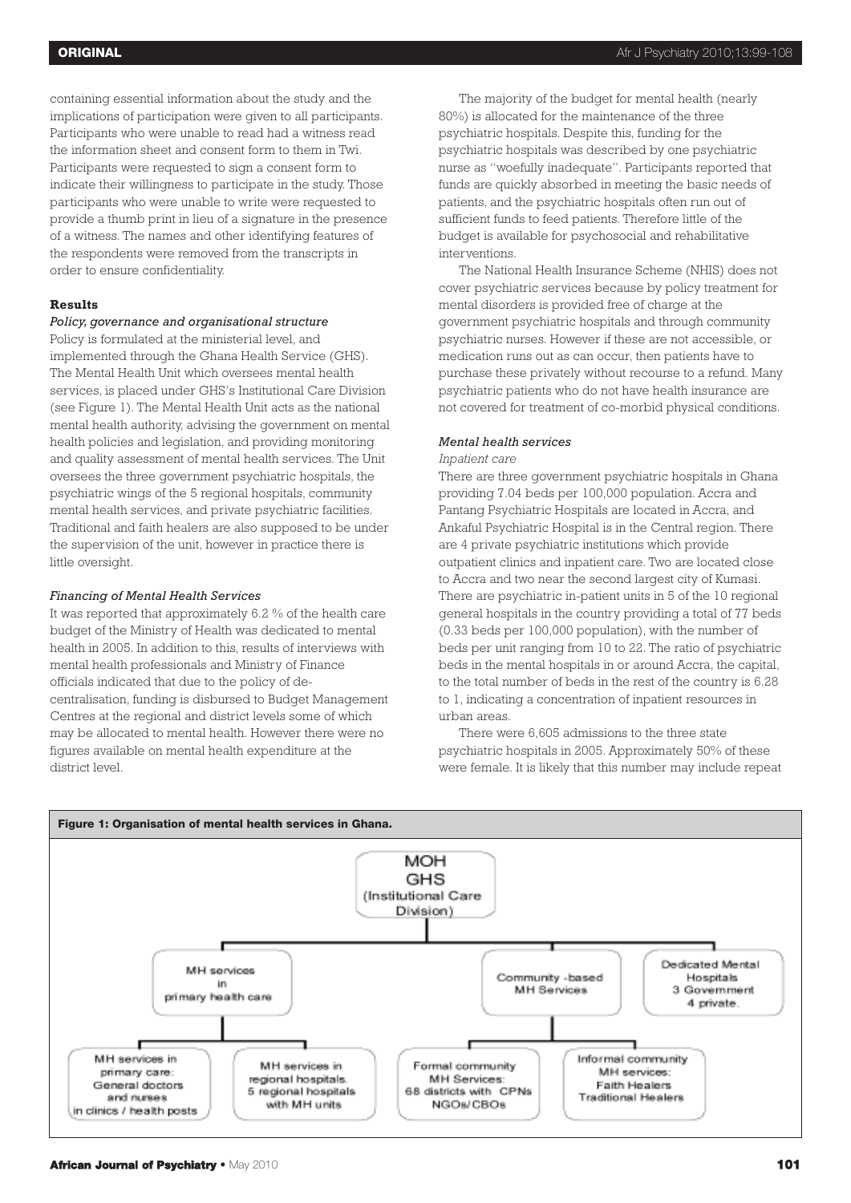containing essential information about the study and the implications of participation were given to all participants. Participants who were unable to read had a witness read the information sheet and consent form to them in Twi. Participants were requested to sign a consent form to indicate their willingness to participate in the study. Those participants who were unable to write were requested to provide a thumb print in lieu of a signature in the presence of a witness. The names and other identifying features of the respondents were removed from the transcripts in order to ensure confidentiality.

## Results

### *Policy, governance and organisational structure*

Policy is formulated at the ministerial level, and implemented through the Ghana Health Service (GHS). The Mental Health Unit which oversees mental health services, is placed under GHS's Institutional Care Division (see Figure 1). The Mental Health Unit acts as the national mental health authority, advising the government on mental health policies and legislation, and providing monitoring and quality assessment of mental health services. The Unit oversees the three government psychiatric hospitals, the psychiatric wings of the 5 regional hospitals, community mental health services, and private psychiatric facilities. Traditional and faith healers are also supposed to be under the supervision of the unit, however in practice there is little oversight.

### *Financing of Mental Health Services*

It was reported that approximately 6.2 % of the health care budget of the Ministry of Health was dedicated to mental health in 2005. In addition to this, results of interviews with mental health professionals and Ministry of Finance officials indicated that due to the policy of de-centralisation, funding is disbursed to Budget Management Centres at the regional and district levels some of which may be allocated to mental health. However there were no figures available on mental health expenditure at the district level.

The majority of the budget for mental health (nearly 80%) is allocated for the maintenance of the three psychiatric hospitals. Despite this, funding for the psychiatric hospitals was described by one psychiatric nurse as "woefully inadequate". Participants reported that funds are quickly absorbed in meeting the basic needs of patients, and the psychiatric hospitals often run out of sufficient funds to feed patients. Therefore little of the budget is available for psychosocial and rehabilitative interventions.

The National Health Insurance Scheme (NHIS) does not cover psychiatric services because by policy treatment for mental disorders is provided free of charge at the government psychiatric hospitals and through community psychiatric nurses. However if these are not accessible, or medication runs out as can occur, then patients have to purchase these privately without recourse to a refund. Many psychiatric patients who do not have health insurance are not covered for treatment of co-morbid physical conditions.

### *Mental health services*

#### *Inpatient care*

There are three government psychiatric hospitals in Ghana providing 7.04 beds per 100,000 population. Accra and Pantang Psychiatric Hospitals are located in Accra, and Ankaful Psychiatric Hospital is in the Central region. There are 4 private psychiatric institutions which provide outpatient clinics and inpatient care. Two are located close to Accra and two near the second largest city of Kumasi. There are psychiatric in-patient units in 5 of the 10 regional general hospitals in the country providing a total of 77 beds (0.33 beds per 100,000 population), with the number of beds per unit ranging from 10 to 22. The ratio of psychiatric beds in the mental hospitals in or around Accra, the capital, to the total number of beds in the rest of the country is 6.28 to 1, indicating a concentration of inpatient resources in urban areas.

There were 6,605 admissions to the three state psychiatric hospitals in 2005. Approximately 50% of these were female. It is likely that this number may include repeat

**Figure 1: Organisation of mental health services in Ghana.**

- MOH / GHS (Institutional Care Division)
  - MH services in primary health care
    - MH services in primary care: General doctors and nurses in clinics / health posts
    - MH services in regional hospitals. 5 regional hospitals with MH units
  - Community-based MH Services
    - Formal community MH Services: 68 districts with CPNs NGOs/CBOs
    - Informal community MH services: Faith Healers Traditional Healers
  - Dedicated Mental Hospitals 3 Government 4 private.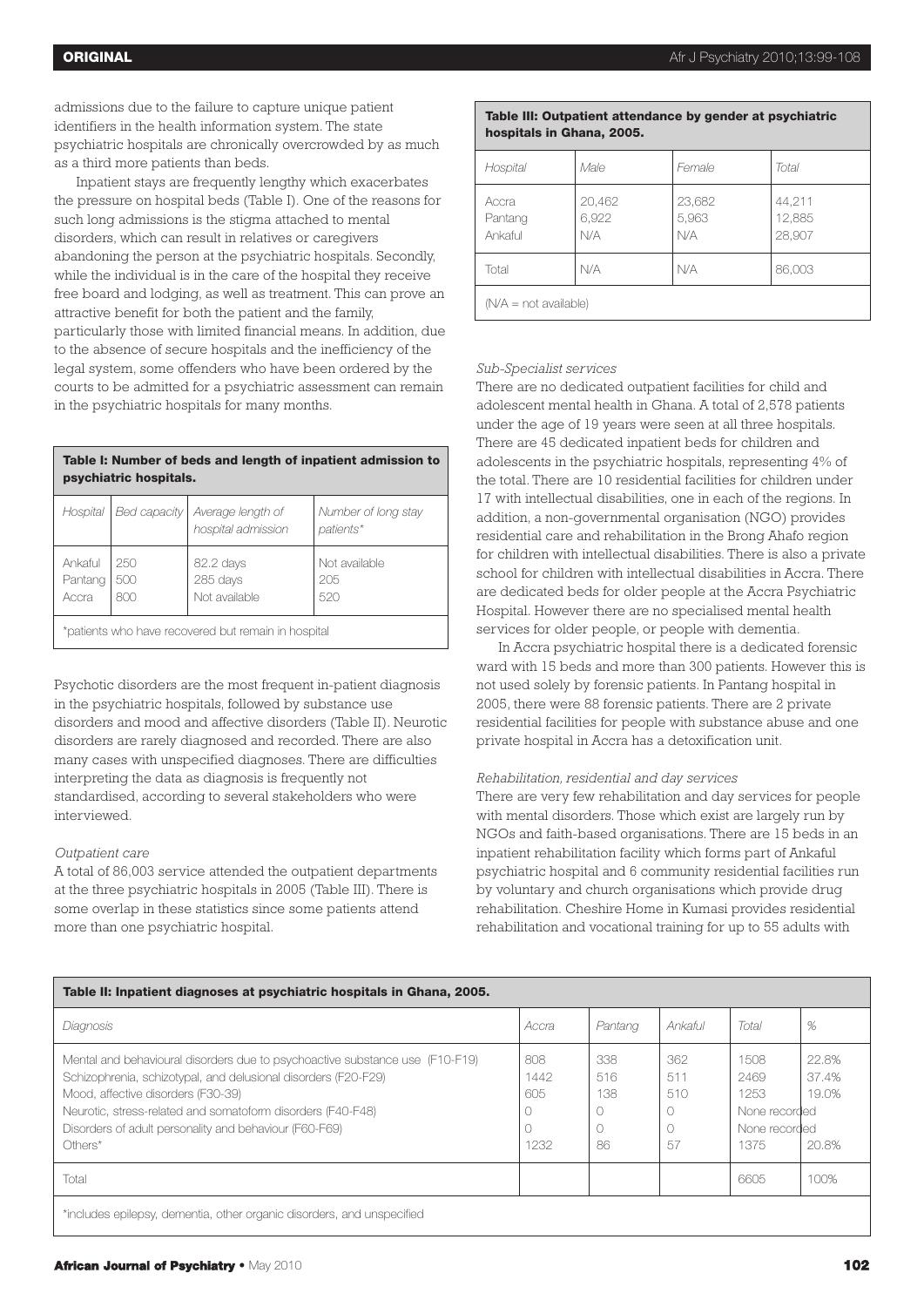admissions due to the failure to capture unique patient identifiers in the health information system. The state psychiatric hospitals are chronically overcrowded by as much as a third more patients than beds.

Inpatient stays are frequently lengthy which exacerbates the pressure on hospital beds (Table I). One of the reasons for such long admissions is the stigma attached to mental disorders, which can result in relatives or caregivers abandoning the person at the psychiatric hospitals. Secondly, while the individual is in the care of the hospital they receive free board and lodging, as well as treatment. This can prove an attractive benefit for both the patient and the family, particularly those with limited financial means. In addition, due to the absence of secure hospitals and the inefficiency of the legal system, some offenders who have been ordered by the courts to be admitted for a psychiatric assessment can remain in the psychiatric hospitals for many months.

**Table I: Number of beds and length of inpatient admission to psychiatric hospitals.**

| Hospital | Bed capacity | Average length of hospital admission | Number of long stay patients* |
|---|---|---|---|
| Ankaful | 250 | 82.2 days | Not available |
| Pantang | 500 | 285 days | 205 |
| Accra | 800 | Not available | 520 |

*patients who have recovered but remain in hospital

Psychotic disorders are the most frequent in-patient diagnosis in the psychiatric hospitals, followed by substance use disorders and mood and affective disorders (Table II). Neurotic disorders are rarely diagnosed and recorded. There are also many cases with unspecified diagnoses. There are difficulties interpreting the data as diagnosis is frequently not standardised, according to several stakeholders who were interviewed.

*Outpatient care*

A total of 86,003 service attended the outpatient departments at the three psychiatric hospitals in 2005 (Table III). There is some overlap in these statistics since some patients attend more than one psychiatric hospital.

**Table III: Outpatient attendance by gender at psychiatric hospitals in Ghana, 2005.**

| Hospital | Male | Female | Total |
|---|---|---|---|
| Accra | 20,462 | 23,682 | 44,211 |
| Pantang | 6,922 | 5,963 | 12,885 |
| Ankaful | N/A | N/A | 28,907 |
| Total | N/A | N/A | 86,003 |

(N/A = not available)

*Sub-Specialist services*

There are no dedicated outpatient facilities for child and adolescent mental health in Ghana. A total of 2,578 patients under the age of 19 years were seen at all three hospitals. There are 45 dedicated inpatient beds for children and adolescents in the psychiatric hospitals, representing 4% of the total. There are 10 residential facilities for children under 17 with intellectual disabilities, one in each of the regions. In addition, a non-governmental organisation (NGO) provides residential care and rehabilitation in the Brong Ahafo region for children with intellectual disabilities. There is also a private school for children with intellectual disabilities in Accra. There are dedicated beds for older people at the Accra Psychiatric Hospital. However there are no specialised mental health services for older people, or people with dementia.

In Accra psychiatric hospital there is a dedicated forensic ward with 15 beds and more than 300 patients. However this is not used solely by forensic patients. In Pantang hospital in 2005, there were 88 forensic patients. There are 2 private residential facilities for people with substance abuse and one private hospital in Accra has a detoxification unit.

*Rehabilitation, residential and day services*

There are very few rehabilitation and day services for people with mental disorders. Those which exist are largely run by NGOs and faith-based organisations. There are 15 beds in an inpatient rehabilitation facility which forms part of Ankaful psychiatric hospital and 6 community residential facilities run by voluntary and church organisations which provide drug rehabilitation. Cheshire Home in Kumasi provides residential rehabilitation and vocational training for up to 55 adults with

**Table II: Inpatient diagnoses at psychiatric hospitals in Ghana, 2005.**

| Diagnosis | Accra | Pantang | Ankaful | Total | % |
|---|---|---|---|---|---|
| Mental and behavioural disorders due to psychoactive substance use (F10-F19) | 808 | 338 | 362 | 1508 | 22.8% |
| Schizophrenia, schizotypal, and delusional disorders (F20-F29) | 1442 | 516 | 511 | 2469 | 37.4% |
| Mood, affective disorders (F30-39) | 605 | 138 | 510 | 1253 | 19.0% |
| Neurotic, stress-related and somatoform disorders (F40-F48) | 0 | 0 | 0 | None recorded | |
| Disorders of adult personality and behaviour (F60-F69) | 0 | 0 | 0 | None recorded | |
| Others* | 1232 | 86 | 57 | 1375 | 20.8% |
| Total | | | | 6605 | 100% |

*includes epilepsy, dementia, other organic disorders, and unspecified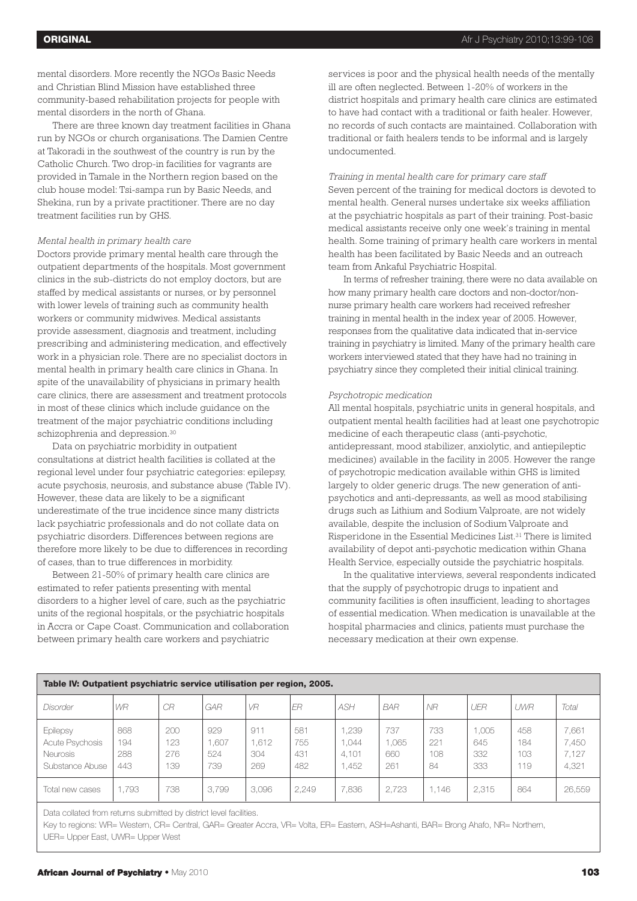mental disorders. More recently the NGOs Basic Needs and Christian Blind Mission have established three community-based rehabilitation projects for people with mental disorders in the north of Ghana.

There are three known day treatment facilities in Ghana run by NGOs or church organisations. The Damien Centre at Takoradi in the southwest of the country is run by the Catholic Church. Two drop-in facilities for vagrants are provided in Tamale in the Northern region based on the club house model: Tsi-sampa run by Basic Needs, and Shekina, run by a private practitioner. There are no day treatment facilities run by GHS.

*Mental health in primary health care*

Doctors provide primary mental health care through the outpatient departments of the hospitals. Most government clinics in the sub-districts do not employ doctors, but are staffed by medical assistants or nurses, or by personnel with lower levels of training such as community health workers or community midwives. Medical assistants provide assessment, diagnosis and treatment, including prescribing and administering medication, and effectively work in a physician role. There are no specialist doctors in mental health in primary health care clinics in Ghana. In spite of the unavailability of physicians in primary health care clinics, there are assessment and treatment protocols in most of these clinics which include guidance on the treatment of the major psychiatric conditions including schizophrenia and depression.[30]

Data on psychiatric morbidity in outpatient consultations at district health facilities is collated at the regional level under four psychiatric categories: epilepsy, acute psychosis, neurosis, and substance abuse (Table IV). However, these data are likely to be a significant underestimate of the true incidence since many districts lack psychiatric professionals and do not collate data on psychiatric disorders. Differences between regions are therefore more likely to be due to differences in recording of cases, than to true differences in morbidity.

Between 21-50% of primary health care clinics are estimated to refer patients presenting with mental disorders to a higher level of care, such as the psychiatric units of the regional hospitals, or the psychiatric hospitals in Accra or Cape Coast. Communication and collaboration between primary health care workers and psychiatric services is poor and the physical health needs of the mentally ill are often neglected. Between 1-20% of workers in the district hospitals and primary health care clinics are estimated to have had contact with a traditional or faith healer. However, no records of such contacts are maintained. Collaboration with traditional or faith healers tends to be informal and is largely undocumented.

*Training in mental health care for primary care staff*

Seven percent of the training for medical doctors is devoted to mental health. General nurses undertake six weeks affiliation at the psychiatric hospitals as part of their training. Post-basic medical assistants receive only one week's training in mental health. Some training of primary health care workers in mental health has been facilitated by Basic Needs and an outreach team from Ankaful Psychiatric Hospital.

In terms of refresher training, there were no data available on how many primary health care doctors and non-doctor/non-nurse primary health care workers had received refresher training in mental health in the index year of 2005. However, responses from the qualitative data indicated that in-service training in psychiatry is limited. Many of the primary health care workers interviewed stated that they have had no training in psychiatry since they completed their initial clinical training.

*Psychotropic medication*

All mental hospitals, psychiatric units in general hospitals, and outpatient mental health facilities had at least one psychotropic medicine of each therapeutic class (anti-psychotic, antidepressant, mood stabilizer, anxiolytic, and antiepileptic medicines) available in the facility in 2005. However the range of psychotropic medication available within GHS is limited largely to older generic drugs. The new generation of anti-psychotics and anti-depressants, as well as mood stabilising drugs such as Lithium and Sodium Valproate, are not widely available, despite the inclusion of Sodium Valproate and Risperidone in the Essential Medicines List.[31] There is limited availability of depot anti-psychotic medication within Ghana Health Service, especially outside the psychiatric hospitals.

In the qualitative interviews, several respondents indicated that the supply of psychotropic drugs to inpatient and community facilities is often insufficient, leading to shortages of essential medication. When medication is unavailable at the hospital pharmacies and clinics, patients must purchase the necessary medication at their own expense.

**Table IV: Outpatient psychiatric service utilisation per region, 2005.**

| *Disorder* | *WR* | *CR* | *GAR* | *VR* | *ER* | *ASH* | *BAR* | *NR* | *UER* | *UWR* | *Total* |
|---|---|---|---|---|---|---|---|---|---|---|---|
| Epilepsy | 868 | 200 | 929 | 911 | 581 | 1,239 | 737 | 733 | 1,005 | 458 | 7,661 |
| Acute Psychosis | 194 | 123 | 1,607 | 1,612 | 755 | 1,044 | 1,065 | 221 | 645 | 184 | 7,450 |
| Neurosis | 288 | 276 | 524 | 304 | 431 | 4,101 | 660 | 108 | 332 | 103 | 7,127 |
| Substance Abuse | 443 | 139 | 739 | 269 | 482 | 1,452 | 261 | 84 | 333 | 119 | 4,321 |
| Total new cases | 1,793 | 738 | 3,799 | 3,096 | 2,249 | 7,836 | 2,723 | 1,146 | 2,315 | 864 | 26,559 |

Data collated from returns submitted by district level facilities.

Key to regions: WR= Western, CR= Central, GAR= Greater Accra, VR= Volta, ER= Eastern, ASH=Ashanti, BAR= Brong Ahafo, NR= Northern, UER= Upper East, UWR= Upper West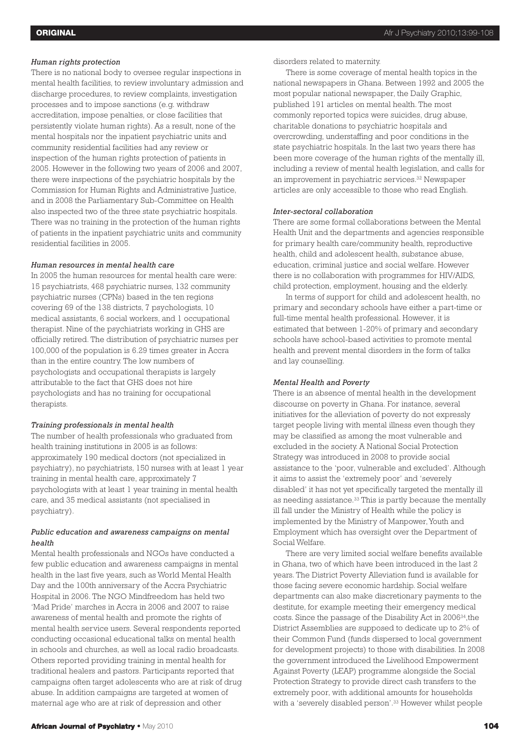### *Human rights protection*

There is no national body to oversee regular inspections in mental health facilities, to review involuntary admission and discharge procedures, to review complaints, investigation processes and to impose sanctions (e.g. withdraw accreditation, impose penalties, or close facilities that persistently violate human rights). As a result, none of the mental hospitals nor the inpatient psychiatric units and community residential facilities had any review or inspection of the human rights protection of patients in 2005. However in the following two years of 2006 and 2007, there were inspections of the psychiatric hospitals by the Commission for Human Rights and Administrative Justice, and in 2008 the Parliamentary Sub-Committee on Health also inspected two of the three state psychiatric hospitals. There was no training in the protection of the human rights of patients in the inpatient psychiatric units and community residential facilities in 2005.

### *Human resources in mental health care*

In 2005 the human resources for mental health care were: 15 psychiatrists, 468 psychiatric nurses, 132 community psychiatric nurses (CPNs) based in the ten regions covering 69 of the 138 districts, 7 psychologists, 10 medical assistants, 6 social workers, and 1 occupational therapist. Nine of the psychiatrists working in GHS are officially retired. The distribution of psychiatric nurses per 100,000 of the population is 6.29 times greater in Accra than in the entire country. The low numbers of psychologists and occupational therapists is largely attributable to the fact that GHS does not hire psychologists and has no training for occupational therapists.

### *Training professionals in mental health*

The number of health professionals who graduated from health training institutions in 2005 is as follows: approximately 190 medical doctors (not specialized in psychiatry), no psychiatrists, 150 nurses with at least 1 year training in mental health care, approximately 7 psychologists with at least 1 year training in mental health care, and 35 medical assistants (not specialised in psychiatry).

### *Public education and awareness campaigns on mental health*

Mental health professionals and NGOs have conducted a few public education and awareness campaigns in mental health in the last five years, such as World Mental Health Day and the 100th anniversary of the Accra Psychiatric Hospital in 2006. The NGO Mindfreedom has held two 'Mad Pride' marches in Accra in 2006 and 2007 to raise awareness of mental health and promote the rights of mental health service users. Several respondents reported conducting occasional educational talks on mental health in schools and churches, as well as local radio broadcasts. Others reported providing training in mental health for traditional healers and pastors. Participants reported that campaigns often target adolescents who are at risk of drug abuse. In addition campaigns are targeted at women of maternal age who are at risk of depression and other disorders related to maternity.

There is some coverage of mental health topics in the national newspapers in Ghana. Between 1992 and 2005 the most popular national newspaper, the Daily Graphic, published 191 articles on mental health. The most commonly reported topics were suicides, drug abuse, charitable donations to psychiatric hospitals and overcrowding, understaffing and poor conditions in the state psychiatric hospitals. In the last two years there has been more coverage of the human rights of the mentally ill, including a review of mental health legislation, and calls for an improvement in psychiatric services.[32] Newspaper articles are only accessible to those who read English.

### *Inter-sectoral collaboration*

There are some formal collaborations between the Mental Health Unit and the departments and agencies responsible for primary health care/community health, reproductive health, child and adolescent health, substance abuse, education, criminal justice and social welfare. However there is no collaboration with programmes for HIV/AIDS, child protection, employment, housing and the elderly.

In terms of support for child and adolescent health, no primary and secondary schools have either a part-time or full-time mental health professional. However, it is estimated that between 1-20% of primary and secondary schools have school-based activities to promote mental health and prevent mental disorders in the form of talks and lay counselling.

### *Mental Health and Poverty*

There is an absence of mental health in the development discourse on poverty in Ghana. For instance, several initiatives for the alleviation of poverty do not expressly target people living with mental illness even though they may be classified as among the most vulnerable and excluded in the society. A National Social Protection Strategy was introduced in 2008 to provide social assistance to the 'poor, vulnerable and excluded'. Although it aims to assist the 'extremely poor' and 'severely disabled' it has not yet specifically targeted the mentally ill as needing assistance.[33] This is partly because the mentally ill fall under the Ministry of Health while the policy is implemented by the Ministry of Manpower, Youth and Employment which has oversight over the Department of Social Welfare.

There are very limited social welfare benefits available in Ghana, two of which have been introduced in the last 2 years. The District Poverty Alleviation fund is available for those facing severe economic hardship. Social welfare departments can also make discretionary payments to the destitute, for example meeting their emergency medical costs. Since the passage of the Disability Act in 2006[34], the District Assemblies are supposed to dedicate up to 2% of their Common Fund (funds dispersed to local government for development projects) to those with disabilities. In 2008 the government introduced the Livelihood Empowerment Against Poverty (LEAP) programme alongside the Social Protection Strategy to provide direct cash transfers to the extremely poor, with additional amounts for households with a 'severely disabled person'.[33] However whilst people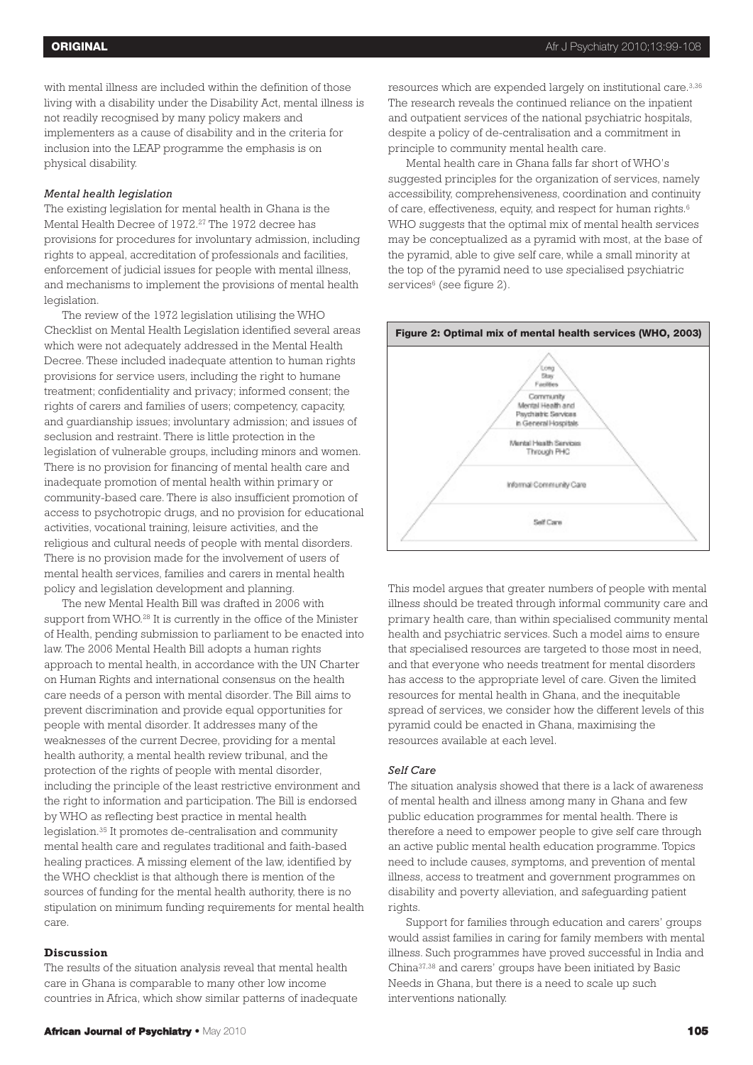with mental illness are included within the definition of those living with a disability under the Disability Act, mental illness is not readily recognised by many policy makers and implementers as a cause of disability and in the criteria for inclusion into the LEAP programme the emphasis is on physical disability.

*Mental health legislation*

The existing legislation for mental health in Ghana is the Mental Health Decree of 1972.[27] The 1972 decree has provisions for procedures for involuntary admission, including rights to appeal, accreditation of professionals and facilities, enforcement of judicial issues for people with mental illness, and mechanisms to implement the provisions of mental health legislation.

The review of the 1972 legislation utilising the WHO Checklist on Mental Health Legislation identified several areas which were not adequately addressed in the Mental Health Decree. These included inadequate attention to human rights provisions for service users, including the right to humane treatment; confidentiality and privacy; informed consent; the rights of carers and families of users; competency, capacity, and guardianship issues; involuntary admission; and issues of seclusion and restraint. There is little protection in the legislation of vulnerable groups, including minors and women. There is no provision for financing of mental health care and inadequate promotion of mental health within primary or community-based care. There is also insufficient promotion of access to psychotropic drugs, and no provision for educational activities, vocational training, leisure activities, and the religious and cultural needs of people with mental disorders. There is no provision made for the involvement of users of mental health services, families and carers in mental health policy and legislation development and planning.

The new Mental Health Bill was drafted in 2006 with support from WHO.[28] It is currently in the office of the Minister of Health, pending submission to parliament to be enacted into law. The 2006 Mental Health Bill adopts a human rights approach to mental health, in accordance with the UN Charter on Human Rights and international consensus on the health care needs of a person with mental disorder. The Bill aims to prevent discrimination and provide equal opportunities for people with mental disorder. It addresses many of the weaknesses of the current Decree, providing for a mental health authority, a mental health review tribunal, and the protection of the rights of people with mental disorder, including the principle of the least restrictive environment and the right to information and participation. The Bill is endorsed by WHO as reflecting best practice in mental health legislation.[35] It promotes de-centralisation and community mental health care and regulates traditional and faith-based healing practices. A missing element of the law, identified by the WHO checklist is that although there is mention of the sources of funding for the mental health authority, there is no stipulation on minimum funding requirements for mental health care.

## Discussion

The results of the situation analysis reveal that mental health care in Ghana is comparable to many other low income countries in Africa, which show similar patterns of inadequate resources which are expended largely on institutional care.[3,36] The research reveals the continued reliance on the inpatient and outpatient services of the national psychiatric hospitals, despite a policy of de-centralisation and a commitment in principle to community mental health care.

Mental health care in Ghana falls far short of WHO's suggested principles for the organization of services, namely accessibility, comprehensiveness, coordination and continuity of care, effectiveness, equity, and respect for human rights.[6] WHO suggests that the optimal mix of mental health services may be conceptualized as a pyramid with most, at the base of the pyramid, able to give self care, while a small minority at the top of the pyramid need to use specialised psychiatric services[6] (see figure 2).

**Figure 2: Optimal mix of mental health services (WHO, 2003)**

Long Stay Facilities

Community Mental Health and Psychiatric Services in General Hospitals

Mental Health Services Through PHC

Informal Community Care

Self Care

This model argues that greater numbers of people with mental illness should be treated through informal community care and primary health care, than within specialised community mental health and psychiatric services. Such a model aims to ensure that specialised resources are targeted to those most in need, and that everyone who needs treatment for mental disorders has access to the appropriate level of care. Given the limited resources for mental health in Ghana, and the inequitable spread of services, we consider how the different levels of this pyramid could be enacted in Ghana, maximising the resources available at each level.

*Self Care*

The situation analysis showed that there is a lack of awareness of mental health and illness among many in Ghana and few public education programmes for mental health. There is therefore a need to empower people to give self care through an active public mental health education programme. Topics need to include causes, symptoms, and prevention of mental illness, access to treatment and government programmes on disability and poverty alleviation, and safeguarding patient rights.

Support for families through education and carers' groups would assist families in caring for family members with mental illness. Such programmes have proved successful in India and China[37,38] and carers' groups have been initiated by Basic Needs in Ghana, but there is a need to scale up such interventions nationally.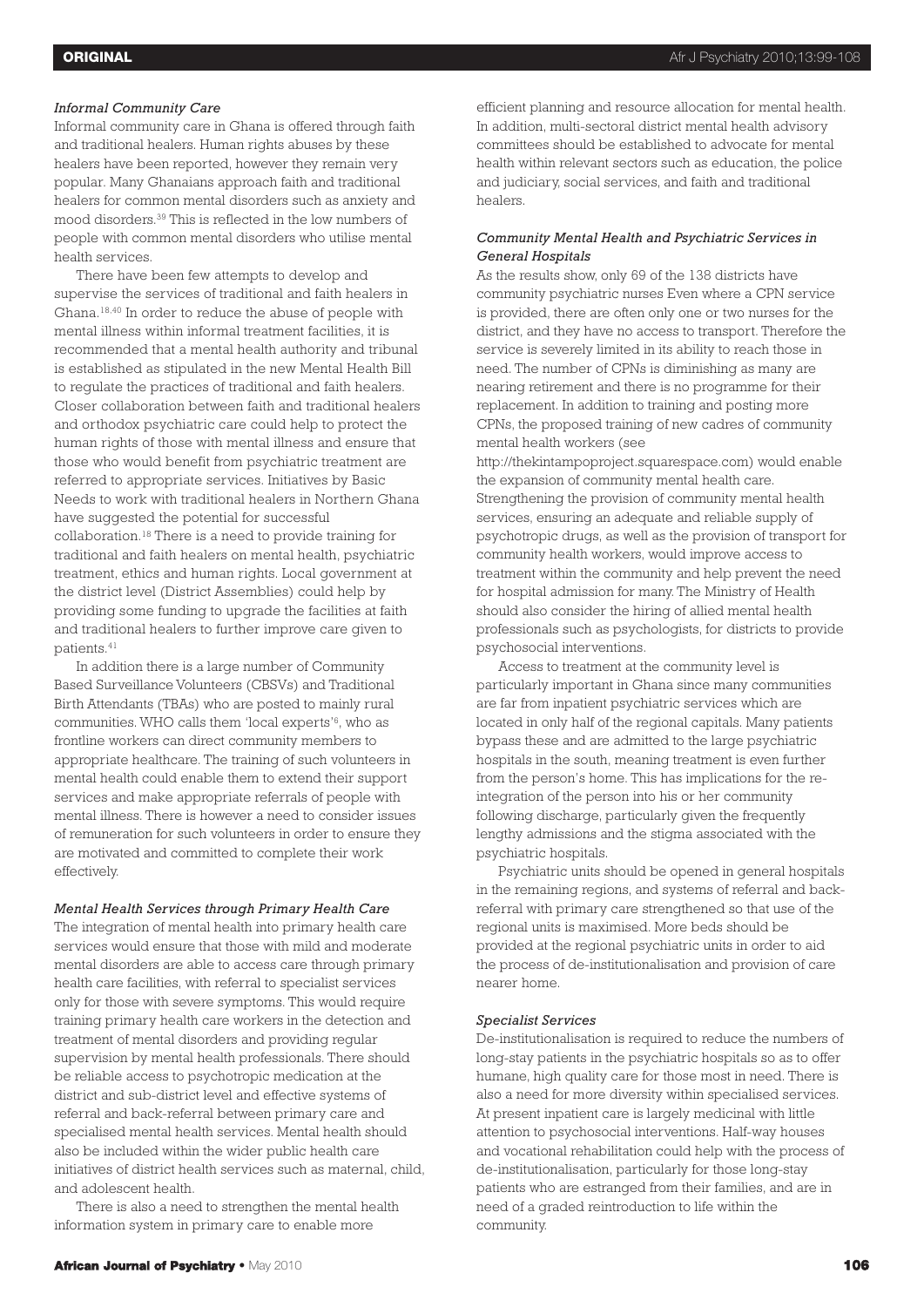### *Informal Community Care*

Informal community care in Ghana is offered through faith and traditional healers. Human rights abuses by these healers have been reported, however they remain very popular. Many Ghanaians approach faith and traditional healers for common mental disorders such as anxiety and mood disorders.[39] This is reflected in the low numbers of people with common mental disorders who utilise mental health services.

There have been few attempts to develop and supervise the services of traditional and faith healers in Ghana.[18,40] In order to reduce the abuse of people with mental illness within informal treatment facilities, it is recommended that a mental health authority and tribunal is established as stipulated in the new Mental Health Bill to regulate the practices of traditional and faith healers. Closer collaboration between faith and traditional healers and orthodox psychiatric care could help to protect the human rights of those with mental illness and ensure that those who would benefit from psychiatric treatment are referred to appropriate services. Initiatives by Basic Needs to work with traditional healers in Northern Ghana have suggested the potential for successful collaboration.[18] There is a need to provide training for traditional and faith healers on mental health, psychiatric treatment, ethics and human rights. Local government at the district level (District Assemblies) could help by providing some funding to upgrade the facilities at faith and traditional healers to further improve care given to patients.[41]

In addition there is a large number of Community Based Surveillance Volunteers (CBSVs) and Traditional Birth Attendants (TBAs) who are posted to mainly rural communities. WHO calls them 'local experts'[6], who as frontline workers can direct community members to appropriate healthcare. The training of such volunteers in mental health could enable them to extend their support services and make appropriate referrals of people with mental illness. There is however a need to consider issues of remuneration for such volunteers in order to ensure they are motivated and committed to complete their work effectively.

### *Mental Health Services through Primary Health Care*

The integration of mental health into primary health care services would ensure that those with mild and moderate mental disorders are able to access care through primary health care facilities, with referral to specialist services only for those with severe symptoms. This would require training primary health care workers in the detection and treatment of mental disorders and providing regular supervision by mental health professionals. There should be reliable access to psychotropic medication at the district and sub-district level and effective systems of referral and back-referral between primary care and specialised mental health services. Mental health should also be included within the wider public health care initiatives of district health services such as maternal, child, and adolescent health.

There is also a need to strengthen the mental health information system in primary care to enable more efficient planning and resource allocation for mental health. In addition, multi-sectoral district mental health advisory committees should be established to advocate for mental health within relevant sectors such as education, the police and judiciary, social services, and faith and traditional healers.

### *Community Mental Health and Psychiatric Services in General Hospitals*

As the results show, only 69 of the 138 districts have community psychiatric nurses Even where a CPN service is provided, there are often only one or two nurses for the district, and they have no access to transport. Therefore the service is severely limited in its ability to reach those in need. The number of CPNs is diminishing as many are nearing retirement and there is no programme for their replacement. In addition to training and posting more CPNs, the proposed training of new cadres of community mental health workers (see http://thekintampoproject.squarespace.com) would enable the expansion of community mental health care. Strengthening the provision of community mental health services, ensuring an adequate and reliable supply of psychotropic drugs, as well as the provision of transport for community health workers, would improve access to treatment within the community and help prevent the need for hospital admission for many. The Ministry of Health should also consider the hiring of allied mental health professionals such as psychologists, for districts to provide psychosocial interventions.

Access to treatment at the community level is particularly important in Ghana since many communities are far from inpatient psychiatric services which are located in only half of the regional capitals. Many patients bypass these and are admitted to the large psychiatric hospitals in the south, meaning treatment is even further from the person's home. This has implications for the re-integration of the person into his or her community following discharge, particularly given the frequently lengthy admissions and the stigma associated with the psychiatric hospitals.

Psychiatric units should be opened in general hospitals in the remaining regions, and systems of referral and back-referral with primary care strengthened so that use of the regional units is maximised. More beds should be provided at the regional psychiatric units in order to aid the process of de-institutionalisation and provision of care nearer home.

### *Specialist Services*

De-institutionalisation is required to reduce the numbers of long-stay patients in the psychiatric hospitals so as to offer humane, high quality care for those most in need. There is also a need for more diversity within specialised services. At present inpatient care is largely medicinal with little attention to psychosocial interventions. Half-way houses and vocational rehabilitation could help with the process of de-institutionalisation, particularly for those long-stay patients who are estranged from their families, and are in need of a graded reintroduction to life within the community.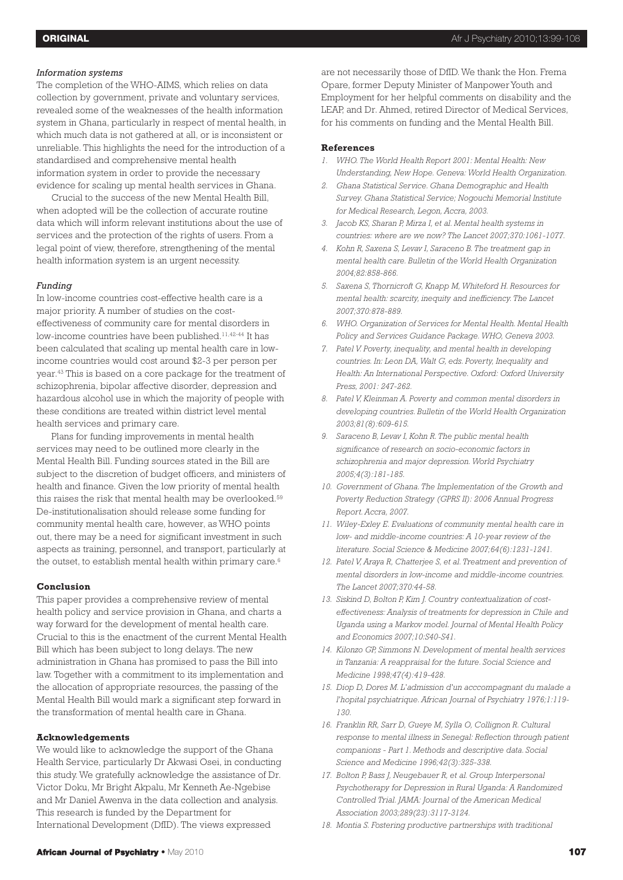### *Information systems*

The completion of the WHO-AIMS, which relies on data collection by government, private and voluntary services, revealed some of the weaknesses of the health information system in Ghana, particularly in respect of mental health, in which much data is not gathered at all, or is inconsistent or unreliable. This highlights the need for the introduction of a standardised and comprehensive mental health information system in order to provide the necessary evidence for scaling up mental health services in Ghana.

Crucial to the success of the new Mental Health Bill, when adopted will be the collection of accurate routine data which will inform relevant institutions about the use of services and the protection of the rights of users. From a legal point of view, therefore, strengthening of the mental health information system is an urgent necessity.

### *Funding*

In low-income countries cost-effective health care is a major priority. A number of studies on the cost-effectiveness of community care for mental disorders in low-income countries have been published.[11,42-44] It has been calculated that scaling up mental health care in low-income countries would cost around $2-3 per person per year.[43] This is based on a core package for the treatment of schizophrenia, bipolar affective disorder, depression and hazardous alcohol use in which the majority of people with these conditions are treated within district level mental health services and primary care.

Plans for funding improvements in mental health services may need to be outlined more clearly in the Mental Health Bill. Funding sources stated in the Bill are subject to the discretion of budget officers, and ministers of health and finance. Given the low priority of mental health this raises the risk that mental health may be overlooked.[59] De-institutionalisation should release some funding for community mental health care, however, as WHO points out, there may be a need for significant investment in such aspects as training, personnel, and transport, particularly at the outset, to establish mental health within primary care.[6]

## Conclusion

This paper provides a comprehensive review of mental health policy and service provision in Ghana, and charts a way forward for the development of mental health care. Crucial to this is the enactment of the current Mental Health Bill which has been subject to long delays. The new administration in Ghana has promised to pass the Bill into law. Together with a commitment to its implementation and the allocation of appropriate resources, the passing of the Mental Health Bill would mark a significant step forward in the transformation of mental health care in Ghana.

## Acknowledgements

We would like to acknowledge the support of the Ghana Health Service, particularly Dr Akwasi Osei, in conducting this study. We gratefully acknowledge the assistance of Dr. Victor Doku, Mr Bright Akpalu, Mr Kenneth Ae-Ngebise and Mr Daniel Awenva in the data collection and analysis. This research is funded by the Department for International Development (DfID). The views expressed are not necessarily those of DfID. We thank the Hon. Frema Opare, former Deputy Minister of Manpower Youth and Employment for her helpful comments on disability and the LEAP, and Dr. Ahmed, retired Director of Medical Services, for his comments on funding and the Mental Health Bill.

## References

1. *WHO. The World Health Report 2001: Mental Health: New Understanding, New Hope. Geneva: World Health Organization.*
2. *Ghana Statistical Service. Ghana Demographic and Health Survey. Ghana Statistical Service; Nogouchi Memorial Institute for Medical Research, Legon, Accra, 2003.*
3. *Jacob KS, Sharan P, Mirza I, et al. Mental health systems in countries: where are we now? The Lancet 2007;370:1061-1077.*
4. *Kohn R, Saxena S, Levav I, Saraceno B. The treatment gap in mental health care. Bulletin of the World Health Organization 2004;82:858-866.*
5. *Saxena S, Thornicroft G, Knapp M, Whiteford H. Resources for mental health: scarcity, inequity and inefficiency. The Lancet 2007;370:878-889.*
6. *WHO. Organization of Services for Mental Health. Mental Health Policy and Services Guidance Package. WHO, Geneva 2003.*
7. *Patel V. Poverty, inequality, and mental health in developing countries. In: Leon DA, Walt G, eds. Poverty, Inequality and Health: An International Perspective. Oxford: Oxford University Press, 2001: 247-262.*
8. *Patel V, Kleinman A. Poverty and common mental disorders in developing countries. Bulletin of the World Health Organization 2003;81(8):609-615.*
9. *Saraceno B, Levav I, Kohn R. The public mental health significance of research on socio-economic factors in schizophrenia and major depression. World Psychiatry 2005;4(3):181-185.*
10. *Government of Ghana. The Implementation of the Growth and Poverty Reduction Strategy (GPRS II): 2006 Annual Progress Report. Accra, 2007.*
11. *Wiley-Exley E. Evaluations of community mental health care in low- and middle-income countries: A 10-year review of the literature. Social Science & Medicine 2007;64(6):1231-1241.*
12. *Patel V, Araya R, Chatterjee S, et al. Treatment and prevention of mental disorders in low-income and middle-income countries. The Lancet 2007;370:44-58.*
13. *Siskind D, Bolton P, Kim J. Country contextualization of cost-effectiveness: Analysis of treatments for depression in Chile and Uganda using a Markov model. Journal of Mental Health Policy and Economics 2007;10:S40-S41.*
14. *Kilonzo GP, Simmons N. Development of mental health services in Tanzania: A reappraisal for the future. Social Science and Medicine 1998;47(4):419-428.*
15. *Diop D, Dores M. L'admission d'un acccompagnant du malade a l'hopital psychiatrique. African Journal of Psychiatry 1976;1:119-130.*
16. *Franklin RR, Sarr D, Gueye M, Sylla O, Collignon R. Cultural response to mental illness in Senegal: Reflection through patient companions - Part 1. Methods and descriptive data. Social Science and Medicine 1996;42(3):325-338.*
17. *Bolton P, Bass J, Neugebauer R, et al. Group Interpersonal Psychotherapy for Depression in Rural Uganda: A Randomized Controlled Trial. JAMA: Journal of the American Medical Association 2003;289(23):3117-3124.*
18. *Montia S. Fostering productive partnerships with traditional*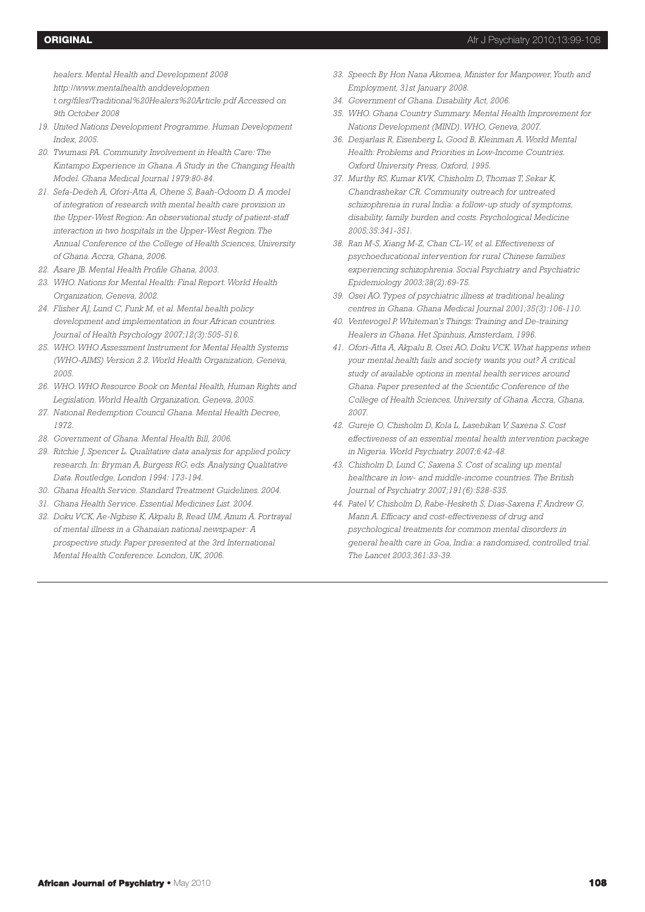*healers. Mental Health and Development 2008 http://www.mentalhealth anddevelopmen t.org/files/Traditional%20Healers%20Article.pdf Accessed on 9th October 2008*

19. *United Nations Development Programme. Human Development Index, 2005.*
20. *Twumasi PA. Community Involvement in Health Care: The Kintampo Experience in Ghana. A Study in the Changing Health Model. Ghana Medical Journal 1979:80-84.*
21. *Sefa-Dedeh A, Ofori-Atta A, Ohene S, Baah-Odoom D. A model of integration of research with mental health care provision in the Upper-West Region: An observational study of patient-staff interaction in two hospitals in the Upper-West Region. The Annual Conference of the College of Health Sciences, University of Ghana. Accra, Ghana, 2006.*
22. *Asare JB. Mental Health Profile Ghana, 2003.*
23. *WHO. Nations for Mental Health: Final Report. World Health Organization, Geneva, 2002.*
24. *Flisher AJ, Lund C, Funk M, et al. Mental health policy development and implementation in four African countries. Journal of Health Psychology 2007;12(3):505-516.*
25. *WHO. WHO Assessment Instrument for Mental Health Systems (WHO-AIMS) Version 2.2. World Health Organization, Geneva, 2005.*
26. *WHO. WHO Resource Book on Mental Health, Human Rights and Legislation. World Health Organization, Geneva, 2005.*
27. *National Redemption Council Ghana. Mental Health Decree, 1972.*
28. *Government of Ghana. Mental Health Bill, 2006.*
29. *Ritchie J, Spencer L. Qualitative data analysis for applied policy research. In: Bryman A, Burgess RG, eds. Analysing Qualitative Data. Routledge, London 1994: 173-194.*
30. *Ghana Health Service. Standard Treatment Guidelines. 2004.*
31. *Ghana Health Service. Essential Medicines List. 2004.*
32. *Doku VCK, Ae-Ngbise K, Akpalu B, Read UM, Anum A. Portrayal of mental illness in a Ghanaian national newspaper: A prospective study. Paper presented at the 3rd International Mental Health Conference. London, UK, 2006.*
33. *Speech By Hon Nana Akomea, Minister for Manpower, Youth and Employment, 31st January 2008.*
34. *Government of Ghana. Disability Act, 2006.*
35. *WHO. Ghana Country Summary. Mental Health Improvement for Nations Development (MIND). WHO, Geneva, 2007.*
36. *Desjarlais R, Eisenberg L, Good B, Kleinman A. World Mental Health: Problems and Priorities in Low-Income Countries. Oxford University Press, Oxford, 1995.*
37. *Murthy RS, Kumar KVK, Chisholm D, Thomas T, Sekar K, Chandrashekar CR. Community outreach for untreated schizophrenia in rural India: a follow-up study of symptoms, disability, family burden and costs. Psychological Medicine 2005;35:341-351.*
38. *Ran M-S, Xiang M-Z, Chan CL-W, et al. Effectiveness of psychoeducational intervention for rural Chinese families experiencing schizophrenia. Social Psychiatry and Psychiatric Epidemiology 2003;38(2):69-75.*
39. *Osei AO. Types of psychiatric illness at traditional healing centres in Ghana. Ghana Medical Journal 2001;35(3):106-110.*
40. *Ventevogel P. Whiteman's Things: Training and De-training Healers in Ghana. Het Spinhuis, Amsterdam, 1996.*
41. *Ofori-Atta A, Akpalu B, Osei AO, Doku VCK. What happens when your mental health fails and society wants you out? A critical study of available options in mental health services around Ghana. Paper presented at the Scientific Conference of the College of Health Sciences, University of Ghana. Accra, Ghana, 2007.*
42. *Gureje O, Chisholm D, Kola L, Lasebikan V, Saxena S. Cost effectiveness of an essential mental health intervention package in Nigeria. World Psychiatry 2007;6:42-48.*
43. *Chisholm D, Lund C, Saxena S. Cost of scaling up mental healthcare in low- and middle-income countries. The British Journal of Psychiatry 2007;191(6):528-535.*
44. *Patel V, Chisholm D, Rabe-Hesketh S, Dias-Saxena F, Andrew G, Mann A. Efficacy and cost-effectiveness of drug and psychological treatments for common mental disorders in general health care in Goa, India: a randomised, controlled trial. The Lancet 2003;361:33-39.*